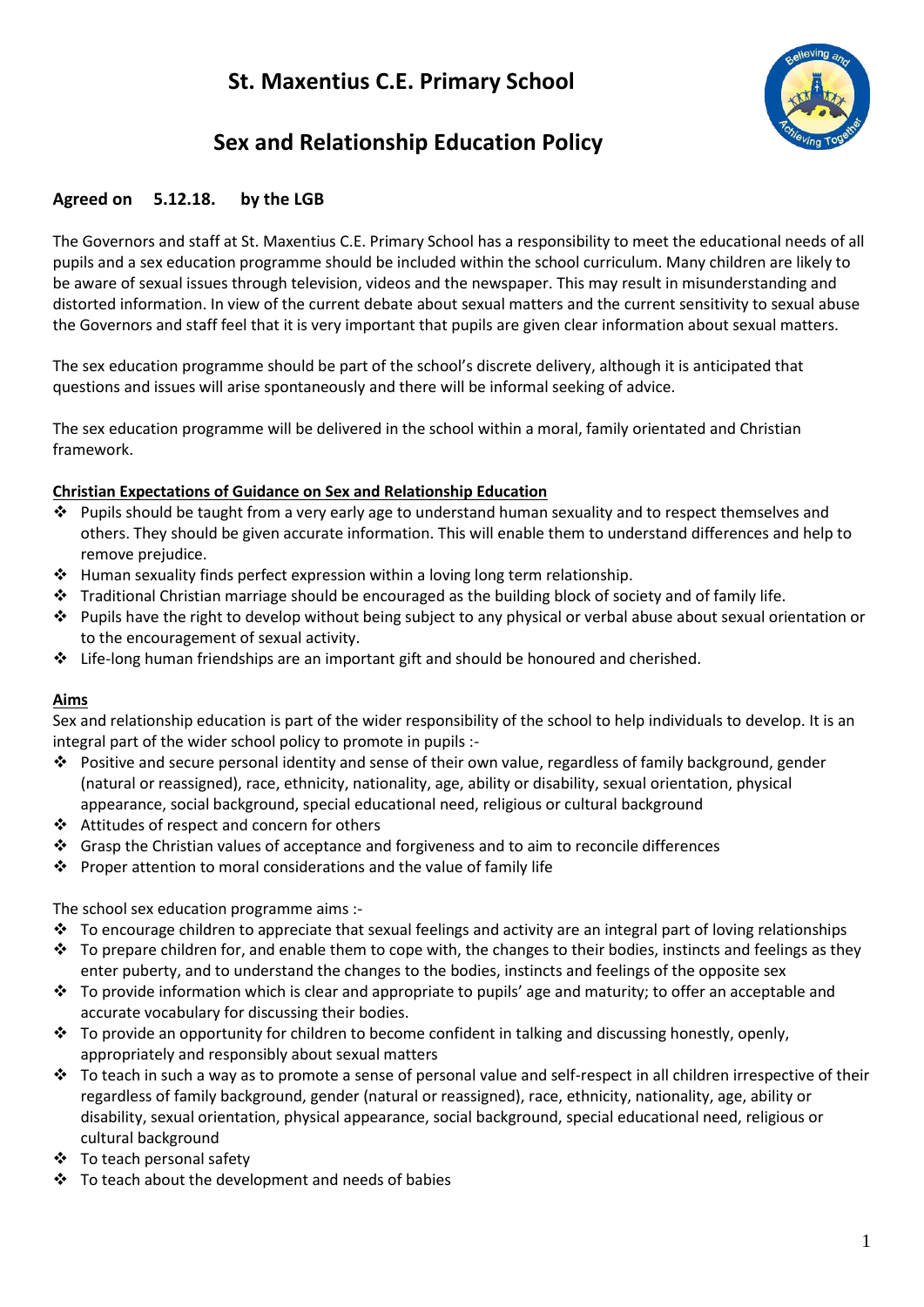# St. Maxentius C.E. Primary School

## Sex and Relationship Education Policy

**Agreed on 5.12.18. by the LGB**

The Governors and staff at St. Maxentius C.E. Primary School has a responsibility to meet the educational needs of all pupils and a sex education programme should be included within the school curriculum. Many children are likely to be aware of sexual issues through television, videos and the newspaper. This may result in misunderstanding and distorted information. In view of the current debate about sexual matters and the current sensitivity to sexual abuse the Governors and staff feel that it is very important that pupils are given clear information about sexual matters.

The sex education programme should be part of the school's discrete delivery, although it is anticipated that questions and issues will arise spontaneously and there will be informal seeking of advice.

The sex education programme will be delivered in the school within a moral, family orientated and Christian framework.

**Christian Expectations of Guidance on Sex and Relationship Education**

- Pupils should be taught from a very early age to understand human sexuality and to respect themselves and others. They should be given accurate information. This will enable them to understand differences and help to remove prejudice.
- Human sexuality finds perfect expression within a loving long term relationship.
- Traditional Christian marriage should be encouraged as the building block of society and of family life.
- Pupils have the right to develop without being subject to any physical or verbal abuse about sexual orientation or to the encouragement of sexual activity.
- Life-long human friendships are an important gift and should be honoured and cherished.

**Aims**

Sex and relationship education is part of the wider responsibility of the school to help individuals to develop. It is an integral part of the wider school policy to promote in pupils :-

- Positive and secure personal identity and sense of their own value, regardless of family background, gender (natural or reassigned), race, ethnicity, nationality, age, ability or disability, sexual orientation, physical appearance, social background, special educational need, religious or cultural background
- Attitudes of respect and concern for others
- Grasp the Christian values of acceptance and forgiveness and to aim to reconcile differences
- Proper attention to moral considerations and the value of family life

The school sex education programme aims :-

- To encourage children to appreciate that sexual feelings and activity are an integral part of loving relationships
- To prepare children for, and enable them to cope with, the changes to their bodies, instincts and feelings as they enter puberty, and to understand the changes to the bodies, instincts and feelings of the opposite sex
- To provide information which is clear and appropriate to pupils' age and maturity; to offer an acceptable and accurate vocabulary for discussing their bodies.
- To provide an opportunity for children to become confident in talking and discussing honestly, openly, appropriately and responsibly about sexual matters
- To teach in such a way as to promote a sense of personal value and self-respect in all children irrespective of their regardless of family background, gender (natural or reassigned), race, ethnicity, nationality, age, ability or disability, sexual orientation, physical appearance, social background, special educational need, religious or cultural background
- To teach personal safety
- To teach about the development and needs of babies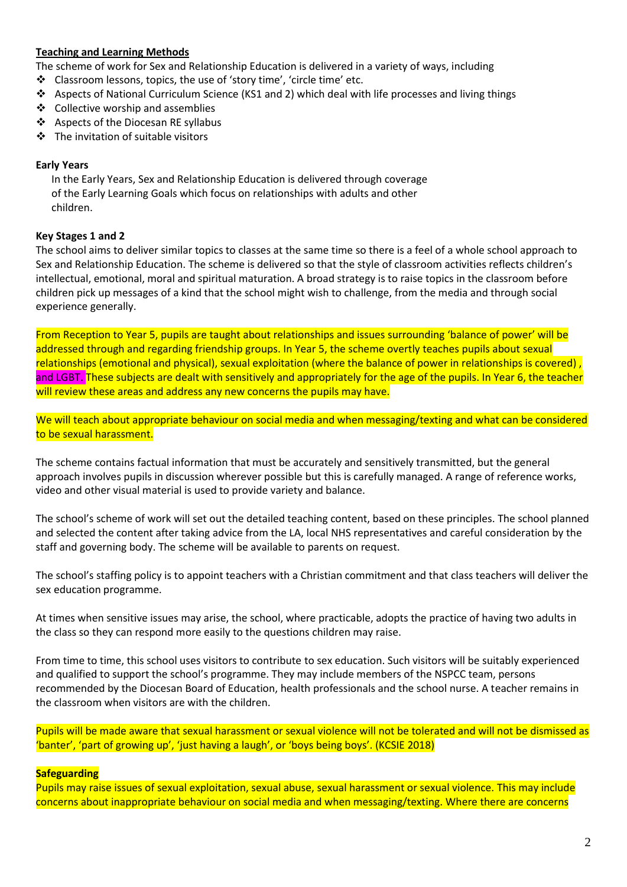**Teaching and Learning Methods**

The scheme of work for Sex and Relationship Education is delivered in a variety of ways, including

- Classroom lessons, topics, the use of 'story time', 'circle time' etc.
- Aspects of National Curriculum Science (KS1 and 2) which deal with life processes and living things
- Collective worship and assemblies
- Aspects of the Diocesan RE syllabus
- The invitation of suitable visitors

**Early Years**

In the Early Years, Sex and Relationship Education is delivered through coverage of the Early Learning Goals which focus on relationships with adults and other children.

**Key Stages 1 and 2**

The school aims to deliver similar topics to classes at the same time so there is a feel of a whole school approach to Sex and Relationship Education. The scheme is delivered so that the style of classroom activities reflects children's intellectual, emotional, moral and spiritual maturation. A broad strategy is to raise topics in the classroom before children pick up messages of a kind that the school might wish to challenge, from the media and through social experience generally.

From Reception to Year 5, pupils are taught about relationships and issues surrounding 'balance of power' will be addressed through and regarding friendship groups. In Year 5, the scheme overtly teaches pupils about sexual relationships (emotional and physical), sexual exploitation (where the balance of power in relationships is covered) , and LGBT. These subjects are dealt with sensitively and appropriately for the age of the pupils. In Year 6, the teacher will review these areas and address any new concerns the pupils may have.

We will teach about appropriate behaviour on social media and when messaging/texting and what can be considered to be sexual harassment.

The scheme contains factual information that must be accurately and sensitively transmitted, but the general approach involves pupils in discussion wherever possible but this is carefully managed. A range of reference works, video and other visual material is used to provide variety and balance.

The school's scheme of work will set out the detailed teaching content, based on these principles. The school planned and selected the content after taking advice from the LA, local NHS representatives and careful consideration by the staff and governing body. The scheme will be available to parents on request.

The school's staffing policy is to appoint teachers with a Christian commitment and that class teachers will deliver the sex education programme.

At times when sensitive issues may arise, the school, where practicable, adopts the practice of having two adults in the class so they can respond more easily to the questions children may raise.

From time to time, this school uses visitors to contribute to sex education. Such visitors will be suitably experienced and qualified to support the school's programme. They may include members of the NSPCC team, persons recommended by the Diocesan Board of Education, health professionals and the school nurse. A teacher remains in the classroom when visitors are with the children.

Pupils will be made aware that sexual harassment or sexual violence will not be tolerated and will not be dismissed as 'banter', 'part of growing up', 'just having a laugh', or 'boys being boys'. (KCSIE 2018)

**Safeguarding**

Pupils may raise issues of sexual exploitation, sexual abuse, sexual harassment or sexual violence. This may include concerns about inappropriate behaviour on social media and when messaging/texting. Where there are concerns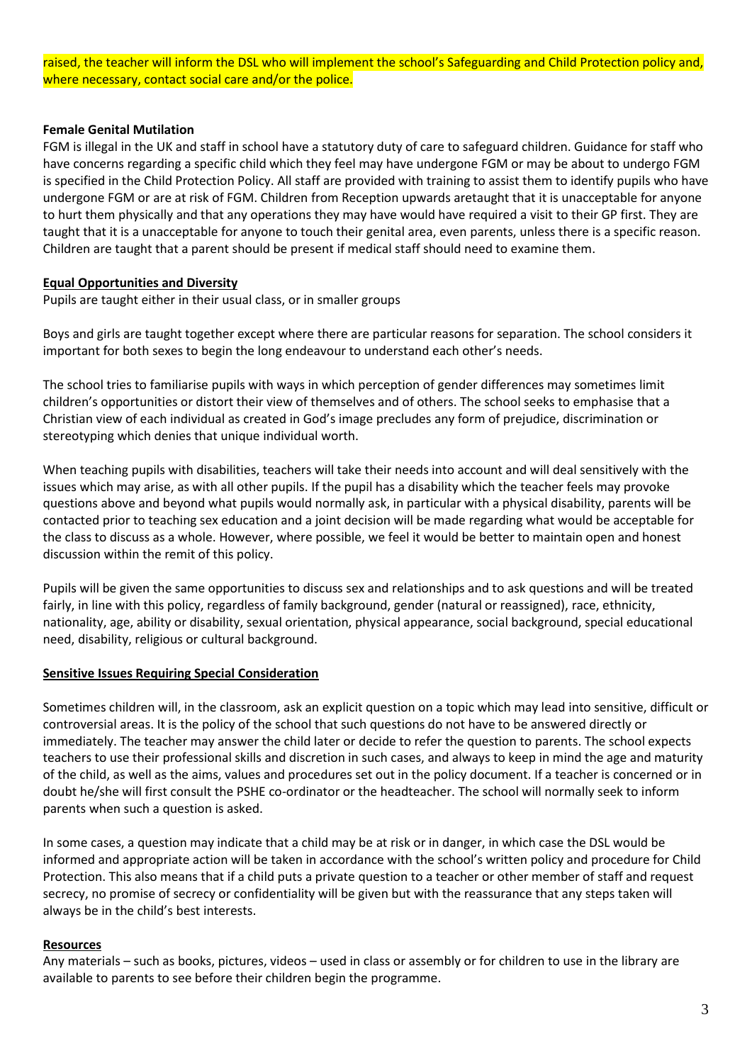raised, the teacher will inform the DSL who will implement the school's Safeguarding and Child Protection policy and, where necessary, contact social care and/or the police.

**Female Genital Mutilation**

FGM is illegal in the UK and staff in school have a statutory duty of care to safeguard children. Guidance for staff who have concerns regarding a specific child which they feel may have undergone FGM or may be about to undergo FGM is specified in the Child Protection Policy. All staff are provided with training to assist them to identify pupils who have undergone FGM or are at risk of FGM. Children from Reception upwards aretaught that it is unacceptable for anyone to hurt them physically and that any operations they may have would have required a visit to their GP first. They are taught that it is a unacceptable for anyone to touch their genital area, even parents, unless there is a specific reason. Children are taught that a parent should be present if medical staff should need to examine them.

**Equal Opportunities and Diversity**

Pupils are taught either in their usual class, or in smaller groups

Boys and girls are taught together except where there are particular reasons for separation. The school considers it important for both sexes to begin the long endeavour to understand each other's needs.

The school tries to familiarise pupils with ways in which perception of gender differences may sometimes limit children's opportunities or distort their view of themselves and of others. The school seeks to emphasise that a Christian view of each individual as created in God's image precludes any form of prejudice, discrimination or stereotyping which denies that unique individual worth.

When teaching pupils with disabilities, teachers will take their needs into account and will deal sensitively with the issues which may arise, as with all other pupils. If the pupil has a disability which the teacher feels may provoke questions above and beyond what pupils would normally ask, in particular with a physical disability, parents will be contacted prior to teaching sex education and a joint decision will be made regarding what would be acceptable for the class to discuss as a whole. However, where possible, we feel it would be better to maintain open and honest discussion within the remit of this policy.

Pupils will be given the same opportunities to discuss sex and relationships and to ask questions and will be treated fairly, in line with this policy, regardless of family background, gender (natural or reassigned), race, ethnicity, nationality, age, ability or disability, sexual orientation, physical appearance, social background, special educational need, disability, religious or cultural background.

**Sensitive Issues Requiring Special Consideration**

Sometimes children will, in the classroom, ask an explicit question on a topic which may lead into sensitive, difficult or controversial areas. It is the policy of the school that such questions do not have to be answered directly or immediately. The teacher may answer the child later or decide to refer the question to parents. The school expects teachers to use their professional skills and discretion in such cases, and always to keep in mind the age and maturity of the child, as well as the aims, values and procedures set out in the policy document. If a teacher is concerned or in doubt he/she will first consult the PSHE co-ordinator or the headteacher. The school will normally seek to inform parents when such a question is asked.

In some cases, a question may indicate that a child may be at risk or in danger, in which case the DSL would be informed and appropriate action will be taken in accordance with the school's written policy and procedure for Child Protection. This also means that if a child puts a private question to a teacher or other member of staff and request secrecy, no promise of secrecy or confidentiality will be given but with the reassurance that any steps taken will always be in the child's best interests.

**Resources**

Any materials – such as books, pictures, videos – used in class or assembly or for children to use in the library are available to parents to see before their children begin the programme.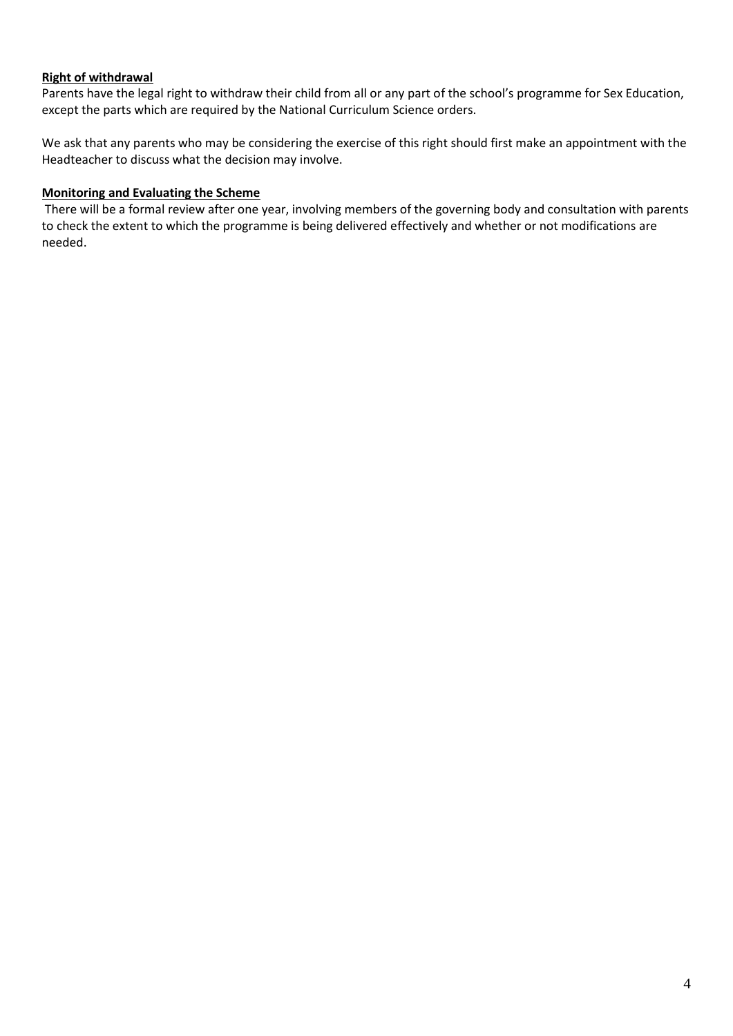**Right of withdrawal**

Parents have the legal right to withdraw their child from all or any part of the school's programme for Sex Education, except the parts which are required by the National Curriculum Science orders.

We ask that any parents who may be considering the exercise of this right should first make an appointment with the Headteacher to discuss what the decision may involve.

**Monitoring and Evaluating the Scheme**

There will be a formal review after one year, involving members of the governing body and consultation with parents to check the extent to which the programme is being delivered effectively and whether or not modifications are needed.